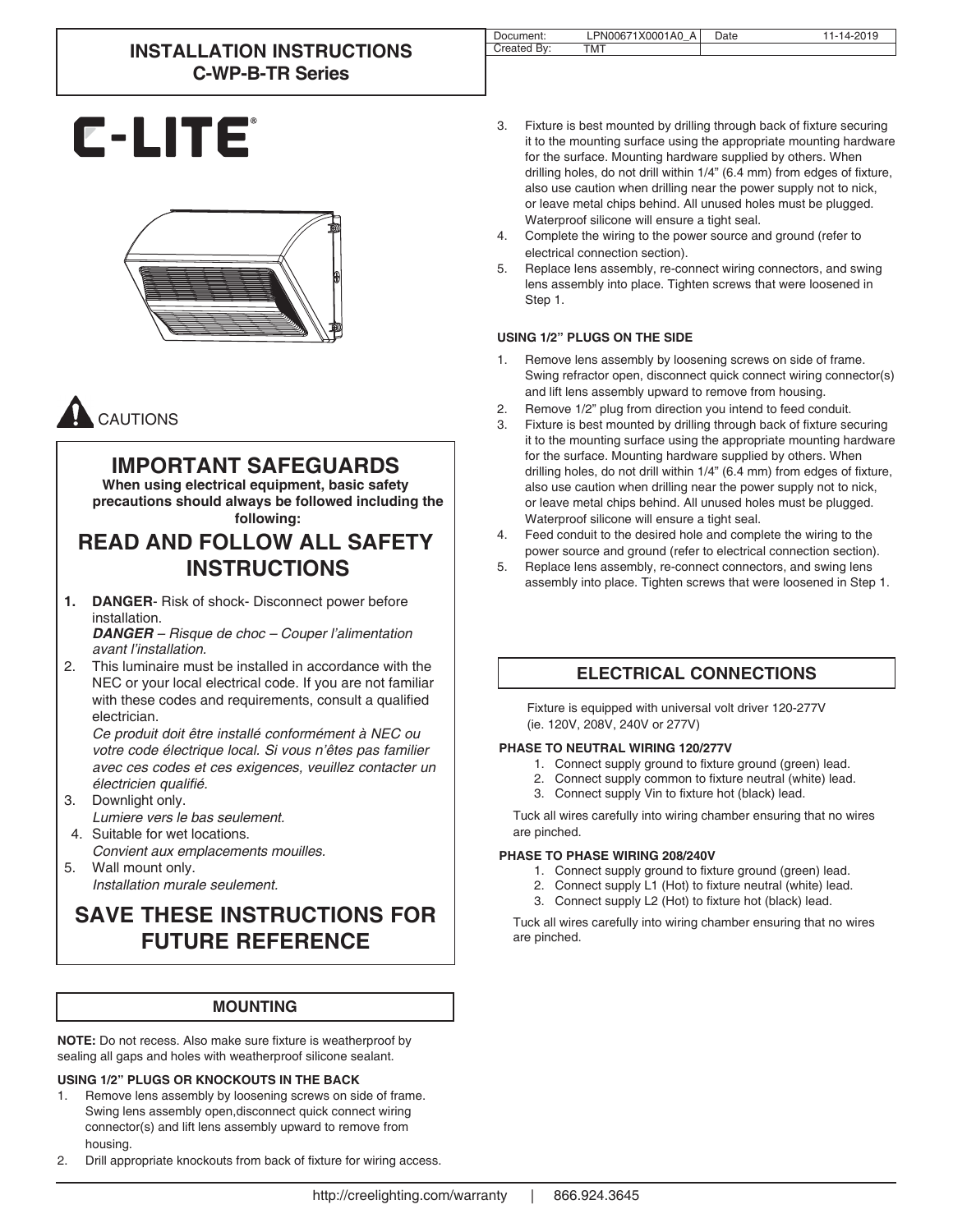| Document: | LPN00671X0001A0_A | Date | 11-14-2019 |
| --- | --- | --- | --- |
| Created By: | TMT | | |

# INSTALLATION INSTRUCTIONS
## C-WP-B-TR Series

C-LITE®

CAUTIONS

## IMPORTANT SAFEGUARDS

**When using electrical equipment, basic safety precautions should always be followed including the following:**

## READ AND FOLLOW ALL SAFETY INSTRUCTIONS

1. **DANGER**- Risk of shock- Disconnect power before installation.
   ***DANGER*** *– Risque de choc – Couper l'alimentation avant l'installation.*
2. This luminaire must be installed in accordance with the NEC or your local electrical code. If you are not familiar with these codes and requirements, consult a qualified electrician.
   *Ce produit doit être installé conformément à NEC ou votre code électrique local. Si vous n'êtes pas familier avec ces codes et ces exigences, veuillez contacter un électricien qualifié.*
3. Downlight only.
   *Lumiere vers le bas seulement.*
4. Suitable for wet locations.
   *Convient aux emplacements mouilles.*
5. Wall mount only.
   *Installation murale seulement.*

## SAVE THESE INSTRUCTIONS FOR FUTURE REFERENCE

## MOUNTING

**NOTE:** Do not recess. Also make sure fixture is weatherproof by sealing all gaps and holes with weatherproof silicone sealant.

### USING 1/2" PLUGS OR KNOCKOUTS IN THE BACK

1. Remove lens assembly by loosening screws on side of frame. Swing lens assembly open,disconnect quick connect wiring connector(s) and lift lens assembly upward to remove from housing.
2. Drill appropriate knockouts from back of fixture for wiring access.
3. Fixture is best mounted by drilling through back of fixture securing it to the mounting surface using the appropriate mounting hardware for the surface. Mounting hardware supplied by others. When drilling holes, do not drill within 1/4" (6.4 mm) from edges of fixture, also use caution when drilling near the power supply not to nick, or leave metal chips behind. All unused holes must be plugged. Waterproof silicone will ensure a tight seal.
4. Complete the wiring to the power source and ground (refer to electrical connection section).
5. Replace lens assembly, re-connect wiring connectors, and swing lens assembly into place. Tighten screws that were loosened in Step 1.

### USING 1/2" PLUGS ON THE SIDE

1. Remove lens assembly by loosening screws on side of frame. Swing refractor open, disconnect quick connect wiring connector(s) and lift lens assembly upward to remove from housing.
2. Remove 1/2" plug from direction you intend to feed conduit.
3. Fixture is best mounted by drilling through back of fixture securing it to the mounting surface using the appropriate mounting hardware for the surface. Mounting hardware supplied by others. When drilling holes, do not drill within 1/4" (6.4 mm) from edges of fixture, also use caution when drilling near the power supply not to nick, or leave metal chips behind. All unused holes must be plugged. Waterproof silicone will ensure a tight seal.
4. Feed conduit to the desired hole and complete the wiring to the power source and ground (refer to electrical connection section).
5. Replace lens assembly, re-connect connectors, and swing lens assembly into place. Tighten screws that were loosened in Step 1.

## ELECTRICAL CONNECTIONS

Fixture is equipped with universal volt driver 120-277V (ie. 120V, 208V, 240V or 277V)

### PHASE TO NEUTRAL WIRING 120/277V

1. Connect supply ground to fixture ground (green) lead.
2. Connect supply common to fixture neutral (white) lead.
3. Connect supply Vin to fixture hot (black) lead.

Tuck all wires carefully into wiring chamber ensuring that no wires are pinched.

### PHASE TO PHASE WIRING 208/240V

1. Connect supply ground to fixture ground (green) lead.
2. Connect supply L1 (Hot) to fixture neutral (white) lead.
3. Connect supply L2 (Hot) to fixture hot (black) lead.

Tuck all wires carefully into wiring chamber ensuring that no wires are pinched.

http://creelighting.com/warranty | 866.924.3645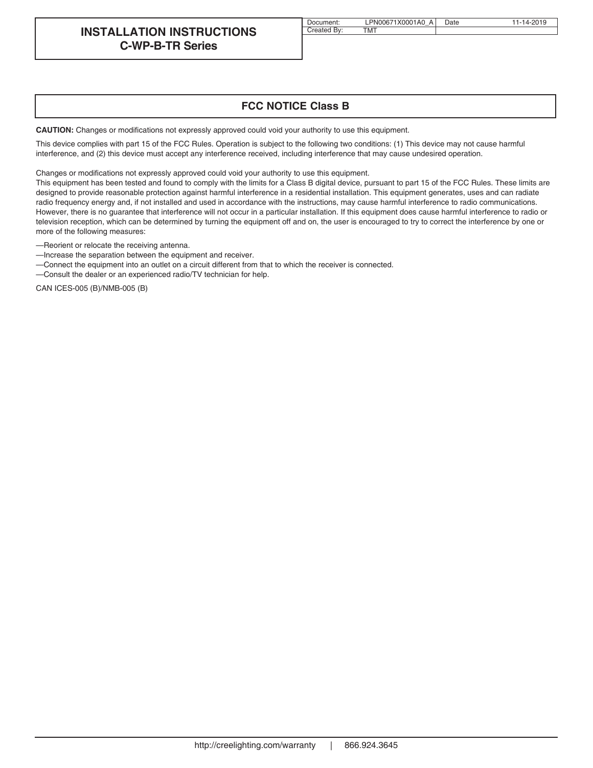## FCC NOTICE Class B

**CAUTION:** Changes or modifications not expressly approved could void your authority to use this equipment.

This device complies with part 15 of the FCC Rules. Operation is subject to the following two conditions: (1) This device may not cause harmful interference, and (2) this device must accept any interference received, including interference that may cause undesired operation.

Changes or modifications not expressly approved could void your authority to use this equipment.
This equipment has been tested and found to comply with the limits for a Class B digital device, pursuant to part 15 of the FCC Rules. These limits are designed to provide reasonable protection against harmful interference in a residential installation. This equipment generates, uses and can radiate radio frequency energy and, if not installed and used in accordance with the instructions, may cause harmful interference to radio communications. However, there is no guarantee that interference will not occur in a particular installation. If this equipment does cause harmful interference to radio or television reception, which can be determined by turning the equipment off and on, the user is encouraged to try to correct the interference by one or more of the following measures:

—Reorient or relocate the receiving antenna.
—Increase the separation between the equipment and receiver.
—Connect the equipment into an outlet on a circuit different from that to which the receiver is connected.
—Consult the dealer or an experienced radio/TV technician for help.

CAN ICES-005 (B)/NMB-005 (B)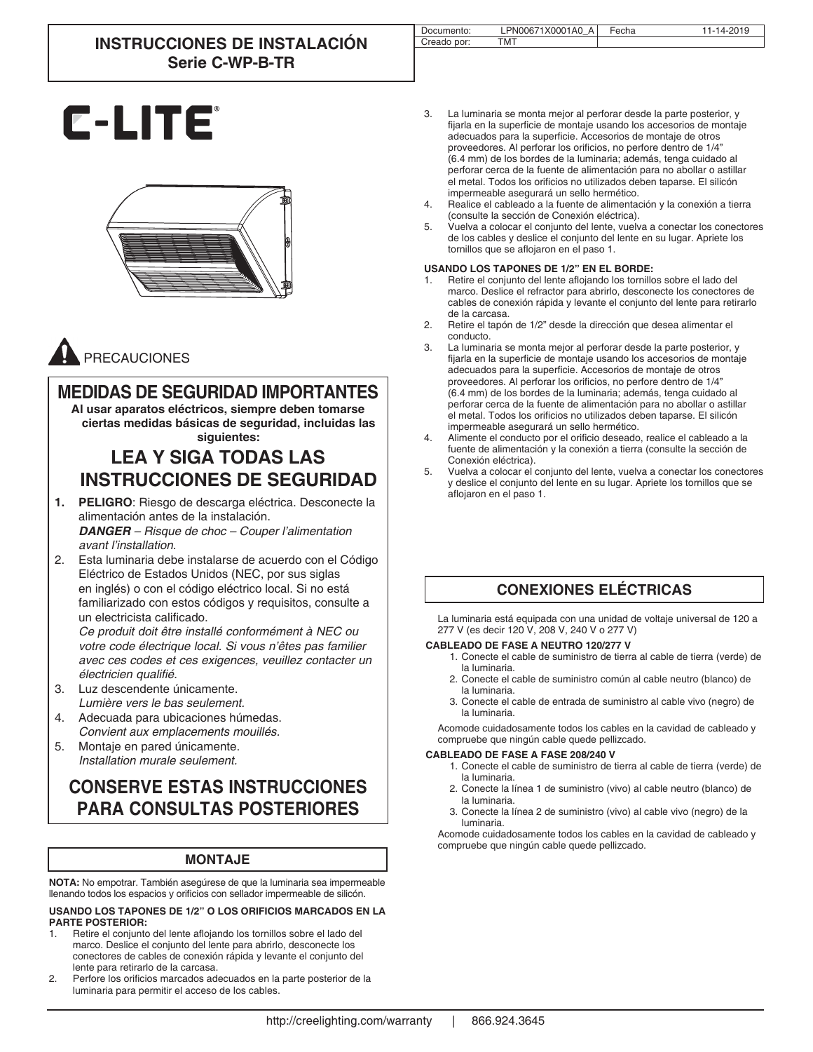# INSTRUCCIONES DE INSTALACIÓN
## Serie C-WP-B-TR

| Documento: | LPN00671X0001A0_A | Fecha | 11-14-2019 |
| --- | --- | --- | --- |
| Creado por: | TMT | | |

C-LITE®

PRECAUCIONES

## MEDIDAS DE SEGURIDAD IMPORTANTES

**Al usar aparatos eléctricos, siempre deben tomarse ciertas medidas básicas de seguridad, incluidas las siguientes:**

## LEA Y SIGA TODAS LAS INSTRUCCIONES DE SEGURIDAD

1. **PELIGRO**: Riesgo de descarga eléctrica. Desconecte la alimentación antes de la instalación.
   ***DANGER*** *– Risque de choc – Couper l'alimentation avant l'installation.*
2. Esta luminaria debe instalarse de acuerdo con el Código Eléctrico de Estados Unidos (NEC, por sus siglas en inglés) o con el código eléctrico local. Si no está familiarizado con estos códigos y requisitos, consulte a un electricista calificado.
   *Ce produit doit être installé conformément à NEC ou votre code électrique local. Si vous n'êtes pas familier avec ces codes et ces exigences, veuillez contacter un électricien qualifié.*
3. Luz descendente únicamente.
   *Lumière vers le bas seulement.*
4. Adecuada para ubicaciones húmedas.
   *Convient aux emplacements mouillés.*
5. Montaje en pared únicamente.
   *Installation murale seulement.*

## CONSERVE ESTAS INSTRUCCIONES PARA CONSULTAS POSTERIORES

## MONTAJE

**NOTA:** No empotrar. También asegúrese de que la luminaria sea impermeable llenando todos los espacios y orificios con sellador impermeable de silicón.

**USANDO LOS TAPONES DE 1/2" O LOS ORIFICIOS MARCADOS EN LA PARTE POSTERIOR:**

1. Retire el conjunto del lente aflojando los tornillos sobre el lado del marco. Deslice el conjunto del lente para abrirlo, desconecte los conectores de cables de conexión rápida y levante el conjunto del lente para retirarlo de la carcasa.
2. Perfore los orificios marcados adecuados en la parte posterior de la luminaria para permitir el acceso de los cables.
3. La luminaria se monta mejor al perforar desde la parte posterior, y fijarla en la superficie de montaje usando los accesorios de montaje adecuados para la superficie. Accesorios de montaje de otros proveedores. Al perforar los orificios, no perfore dentro de 1/4" (6.4 mm) de los bordes de la luminaria; además, tenga cuidado al perforar cerca de la fuente de alimentación para no abollar o astillar el metal. Todos los orificios no utilizados deben taparse. El silicón impermeable asegurará un sello hermético.
4. Realice el cableado a la fuente de alimentación y la conexión a tierra (consulte la sección de Conexión eléctrica).
5. Vuelva a colocar el conjunto del lente, vuelva a conectar los conectores de los cables y deslice el conjunto del lente en su lugar. Apriete los tornillos que se aflojaron en el paso 1.

**USANDO LOS TAPONES DE 1/2" EN EL BORDE:**

1. Retire el conjunto del lente aflojando los tornillos sobre el lado del marco. Deslice el refractor para abrirlo, desconecte los conectores de cables de conexión rápida y levante el conjunto del lente para retirarlo de la carcasa.
2. Retire el tapón de 1/2" desde la dirección que desea alimentar el conducto.
3. La luminaria se monta mejor al perforar desde la parte posterior, y fijarla en la superficie de montaje usando los accesorios de montaje adecuados para la superficie. Accesorios de montaje de otros proveedores. Al perforar los orificios, no perfore dentro de 1/4" (6.4 mm) de los bordes de la luminaria; además, tenga cuidado al perforar cerca de la fuente de alimentación para no abollar o astillar el metal. Todos los orificios no utilizados deben taparse. El silicón impermeable asegurará un sello hermético.
4. Alimente el conducto por el orificio deseado, realice el cableado a la fuente de alimentación y la conexión a tierra (consulte la sección de Conexión eléctrica).
5. Vuelva a colocar el conjunto del lente, vuelva a conectar los conectores y deslice el conjunto del lente en su lugar. Apriete los tornillos que se aflojaron en el paso 1.

## CONEXIONES ELÉCTRICAS

La luminaria está equipada con una unidad de voltaje universal de 120 a 277 V (es decir 120 V, 208 V, 240 V o 277 V)

**CABLEADO DE FASE A NEUTRO 120/277 V**

1. Conecte el cable de suministro de tierra al cable de tierra (verde) de la luminaria.
2. Conecte el cable de suministro común al cable neutro (blanco) de la luminaria.
3. Conecte el cable de entrada de suministro al cable vivo (negro) de la luminaria.

Acomode cuidadosamente todos los cables en la cavidad de cableado y compruebe que ningún cable quede pellizcado.

**CABLEADO DE FASE A FASE 208/240 V**

1. Conecte el cable de suministro de tierra al cable de tierra (verde) de la luminaria.
2. Conecte la línea 1 de suministro (vivo) al cable neutro (blanco) de la luminaria.
3. Conecte la línea 2 de suministro (vivo) al cable vivo (negro) de la luminaria.

Acomode cuidadosamente todos los cables en la cavidad de cableado y compruebe que ningún cable quede pellizcado.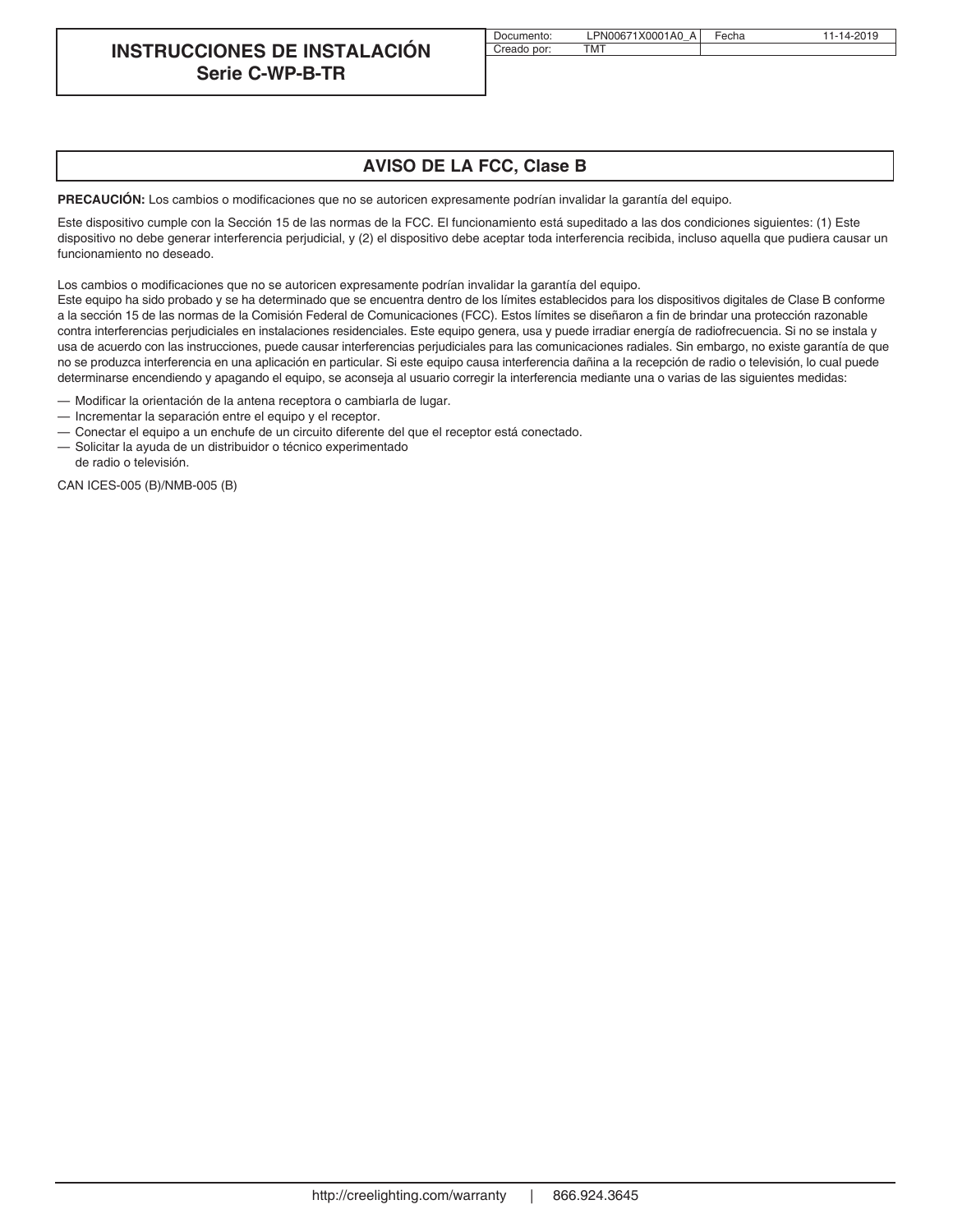# INSTRUCCIONES DE INSTALACIÓN
## Serie C-WP-B-TR

| Documento: | LPN00671X0001A0_A | Fecha | 11-14-2019 |
|---|---|---|---|
| Creado por: | TMT | | |

## AVISO DE LA FCC, Clase B

**PRECAUCIÓN:** Los cambios o modificaciones que no se autoricen expresamente podrían invalidar la garantía del equipo.

Este dispositivo cumple con la Sección 15 de las normas de la FCC. El funcionamiento está supeditado a las dos condiciones siguientes: (1) Este dispositivo no debe generar interferencia perjudicial, y (2) el dispositivo debe aceptar toda interferencia recibida, incluso aquella que pudiera causar un funcionamiento no deseado.

Los cambios o modificaciones que no se autoricen expresamente podrían invalidar la garantía del equipo.
Este equipo ha sido probado y se ha determinado que se encuentra dentro de los límites establecidos para los dispositivos digitales de Clase B conforme a la sección 15 de las normas de la Comisión Federal de Comunicaciones (FCC). Estos límites se diseñaron a fin de brindar una protección razonable contra interferencias perjudiciales en instalaciones residenciales. Este equipo genera, usa y puede irradiar energía de radiofrecuencia. Si no se instala y usa de acuerdo con las instrucciones, puede causar interferencias perjudiciales para las comunicaciones radiales. Sin embargo, no existe garantía de que no se produzca interferencia en una aplicación en particular. Si este equipo causa interferencia dañina a la recepción de radio o televisión, lo cual puede determinarse encendiendo y apagando el equipo, se aconseja al usuario corregir la interferencia mediante una o varias de las siguientes medidas:

— Modificar la orientación de la antena receptora o cambiarla de lugar.
— Incrementar la separación entre el equipo y el receptor.
— Conectar el equipo a un enchufe de un circuito diferente del que el receptor está conectado.
— Solicitar la ayuda de un distribuidor o técnico experimentado de radio o televisión.

CAN ICES-005 (B)/NMB-005 (B)

http://creelighting.com/warranty | 866.924.3645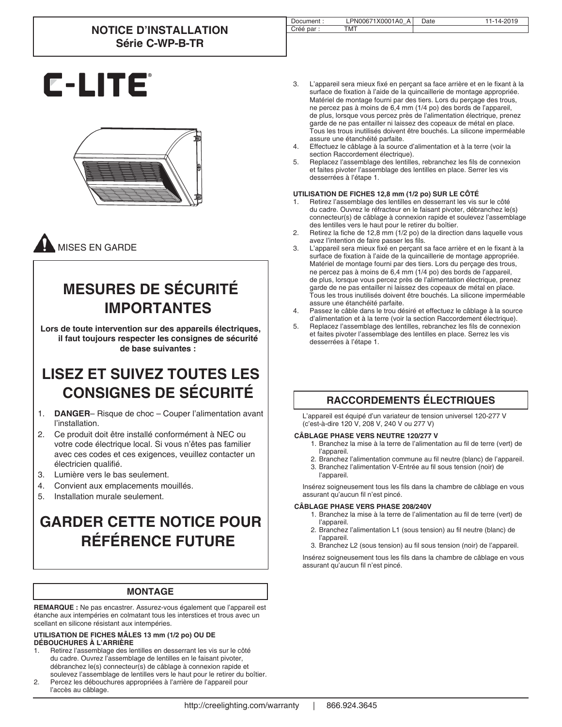# NOTICE D'INSTALLATION
## Série C-WP-B-TR

| Document : | LPN00671X0001A0_A | Date | 11-14-2019 |
|---|---|---|---|
| Créé par : | TMT | | |

C-LITE®

MISES EN GARDE

## MESURES DE SÉCURITÉ IMPORTANTES

**Lors de toute intervention sur des appareils électriques, il faut toujours respecter les consignes de sécurité de base suivantes :**

## LISEZ ET SUIVEZ TOUTES LES CONSIGNES DE SÉCURITÉ

1. **DANGER**– Risque de choc – Couper l'alimentation avant l'installation.
2. Ce produit doit être installé conformément à NEC ou votre code électrique local. Si vous n'êtes pas familier avec ces codes et ces exigences, veuillez contacter un électricien qualifié.
3. Lumière vers le bas seulement.
4. Convient aux emplacements mouillés.
5. Installation murale seulement.

## GARDER CETTE NOTICE POUR RÉFÉRENCE FUTURE

## MONTAGE

**REMARQUE :** Ne pas encastrer. Assurez-vous également que l'appareil est étanche aux intempéries en colmatant tous les interstices et trous avec un scellant en silicone résistant aux intempéries.

**UTILISATION DE FICHES MÂLES 13 mm (1/2 po) OU DE DÉBOUCHURES À L'ARRIÈRE**

1. Retirez l'assemblage des lentilles en desserrant les vis sur le côté du cadre. Ouvrez l'assemblage de lentilles en le faisant pivoter, débranchez le(s) connecteur(s) de câblage à connexion rapide et soulevez l'assemblage de lentilles vers le haut pour le retirer du boîtier.
2. Percez les débouchures appropriées à l'arrière de l'appareil pour l'accès au câblage.
3. L'appareil sera mieux fixé en perçant sa face arrière et en le fixant à la surface de fixation à l'aide de la quincaillerie de montage appropriée. Matériel de montage fourni par des tiers. Lors du perçage des trous, ne percez pas à moins de 6,4 mm (1/4 po) des bords de l'appareil, de plus, lorsque vous percez près de l'alimentation électrique, prenez garde de ne pas entailler ni laissez des copeaux de métal en place. Tous les trous inutilisés doivent être bouchés. La silicone imperméable assure une étanchéité parfaite.
4. Effectuez le câblage à la source d'alimentation et à la terre (voir la section Raccordement électrique).
5. Replacez l'assemblage des lentilles, rebranchez les fils de connexion et faites pivoter l'assemblage des lentilles en place. Serrer les vis desserrées à l'étape 1.

**UTILISATION DE FICHES 12,8 mm (1/2 po) SUR LE CÔTÉ**

1. Retirez l'assemblage des lentilles en desserrant les vis sur le côté du cadre. Ouvrez le réfracteur en le faisant pivoter, débranchez le(s) connecteur(s) de câblage à connexion rapide et soulevez l'assemblage des lentilles vers le haut pour le retirer du boîtier.
2. Retirez la fiche de 12,8 mm (1/2 po) de la direction dans laquelle vous avez l'intention de faire passer les fils.
3. L'appareil sera mieux fixé en perçant sa face arrière et en le fixant à la surface de fixation à l'aide de la quincaillerie de montage appropriée. Matériel de montage fourni par des tiers. Lors du perçage des trous, ne percez pas à moins de 6,4 mm (1/4 po) des bords de l'appareil, de plus, lorsque vous percez près de l'alimentation électrique, prenez garde de ne pas entailler ni laissez des copeaux de métal en place. Tous les trous inutilisés doivent être bouchés. La silicone imperméable assure une étanchéité parfaite.
4. Passez le câble dans le trou désiré et effectuez le câblage à la source d'alimentation et à la terre (voir la section Raccordement électrique).
5. Replacez l'assemblage des lentilles, rebranchez les fils de connexion et faites pivoter l'assemblage des lentilles en place. Serrez les vis desserrées à l'étape 1.

## RACCORDEMENTS ÉLECTRIQUES

L'appareil est équipé d'un variateur de tension universel 120-277 V (c'est-à-dire 120 V, 208 V, 240 V ou 277 V)

**CÂBLAGE PHASE VERS NEUTRE 120/277 V**

1. Branchez la mise à la terre de l'alimentation au fil de terre (vert) de l'appareil.
2. Branchez l'alimentation commune au fil neutre (blanc) de l'appareil.
3. Branchez l'alimentation V-Entrée au fil sous tension (noir) de l'appareil.

Insérez soigneusement tous les fils dans la chambre de câblage en vous assurant qu'aucun fil n'est pincé.

**CÂBLAGE PHASE VERS PHASE 208/240V**

1. Branchez la mise à la terre de l'alimentation au fil de terre (vert) de l'appareil.
2. Branchez l'alimentation L1 (sous tension) au fil neutre (blanc) de l'appareil.
3. Branchez L2 (sous tension) au fil sous tension (noir) de l'appareil.

Insérez soigneusement tous les fils dans la chambre de câblage en vous assurant qu'aucun fil n'est pincé.

http://creelighting.com/warranty | 866.924.3645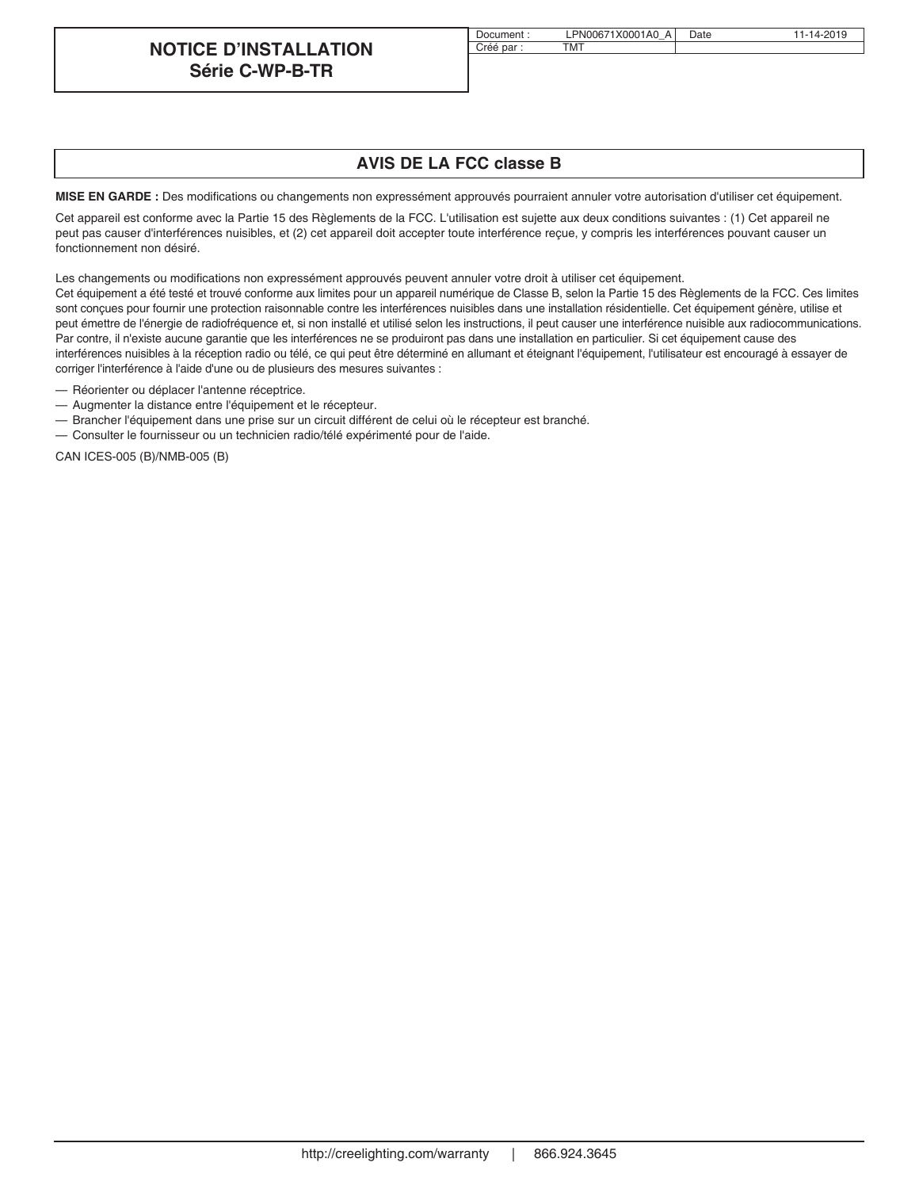# NOTICE D'INSTALLATION
## Série C-WP-B-TR

| Document : | LPN00671X0001A0_A | Date | 11-14-2019 |
|---|---|---|---|
| Créé par : | TMT | | |

## AVIS DE LA FCC classe B

**MISE EN GARDE :** Des modifications ou changements non expressément approuvés pourraient annuler votre autorisation d'utiliser cet équipement.

Cet appareil est conforme avec la Partie 15 des Règlements de la FCC. L'utilisation est sujette aux deux conditions suivantes : (1) Cet appareil ne peut pas causer d'interférences nuisibles, et (2) cet appareil doit accepter toute interférence reçue, y compris les interférences pouvant causer un fonctionnement non désiré.

Les changements ou modifications non expressément approuvés peuvent annuler votre droit à utiliser cet équipement.
Cet équipement a été testé et trouvé conforme aux limites pour un appareil numérique de Classe B, selon la Partie 15 des Règlements de la FCC. Ces limites sont conçues pour fournir une protection raisonnable contre les interférences nuisibles dans une installation résidentielle. Cet équipement génère, utilise et peut émettre de l'énergie de radiofréquence et, si non installé et utilisé selon les instructions, il peut causer une interférence nuisible aux radiocommunications. Par contre, il n'existe aucune garantie que les interférences ne se produiront pas dans une installation en particulier. Si cet équipement cause des interférences nuisibles à la réception radio ou télé, ce qui peut être déterminé en allumant et éteignant l'équipement, l'utilisateur est encouragé à essayer de corriger l'interférence à l'aide d'une ou de plusieurs des mesures suivantes :

— Réorienter ou déplacer l'antenne réceptrice.
— Augmenter la distance entre l'équipement et le récepteur.
— Brancher l'équipement dans une prise sur un circuit différent de celui où le récepteur est branché.
— Consulter le fournisseur ou un technicien radio/télé expérimenté pour de l'aide.

CAN ICES-005 (B)/NMB-005 (B)

http://creelighting.com/warranty | 866.924.3645